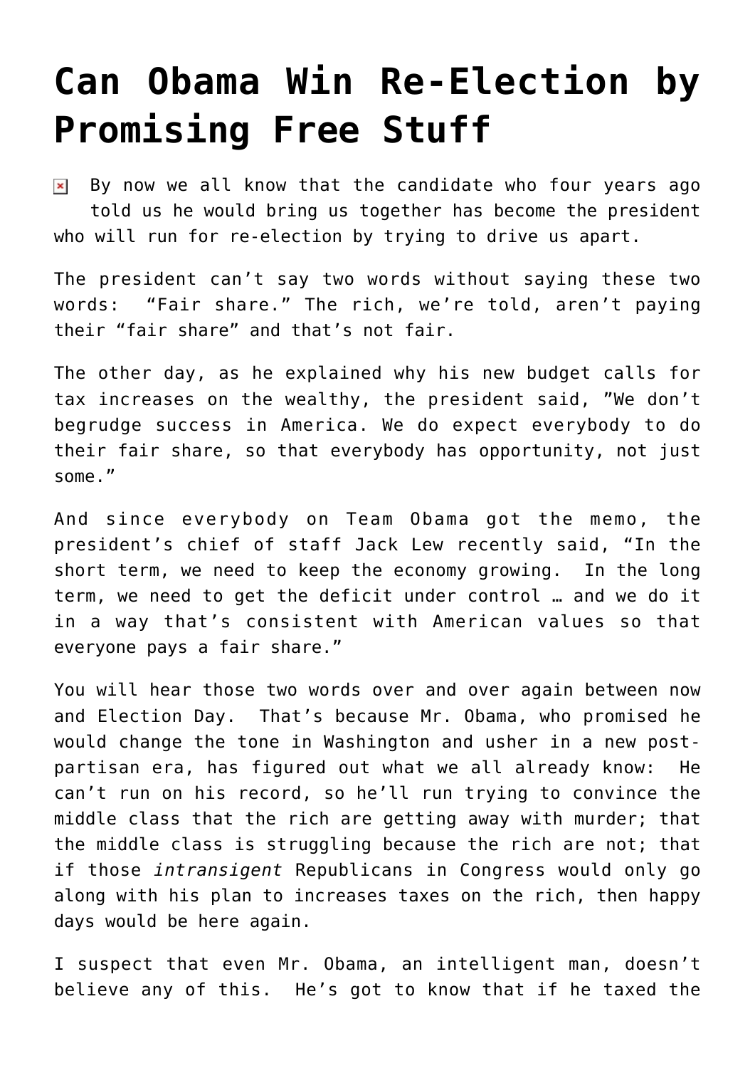# Can Obama Win Re-Election by Promising Free Stuff

By now we all know that the candidate who four years ago told us he would bring us together has become the president who will run for re-election by trying to drive us apart.

The president can't say two words without saying these two words: "Fair share." The rich, we're told, aren't paying their "fair share" and that's not fair.

The other day, as he explained why his new budget calls for tax increases on the wealthy, the president said, "We don't begrudge success in America. We do expect everybody to do their fair share, so that everybody has opportunity, not just some."

And since everybody on Team Obama got the memo, the president's chief of staff Jack Lew recently said, "In the short term, we need to keep the economy growing. In the long term, we need to get the deficit under control … and we do it in a way that's consistent with American values so that everyone pays a fair share."

You will hear those two words over and over again between now and Election Day. That's because Mr. Obama, who promised he would change the tone in Washington and usher in a new post-partisan era, has figured out what we all already know: He can't run on his record, so he'll run trying to convince the middle class that the rich are getting away with murder; that the middle class is struggling because the rich are not; that if those *intransigent* Republicans in Congress would only go along with his plan to increases taxes on the rich, then happy days would be here again.

I suspect that even Mr. Obama, an intelligent man, doesn't believe any of this. He's got to know that if he taxed the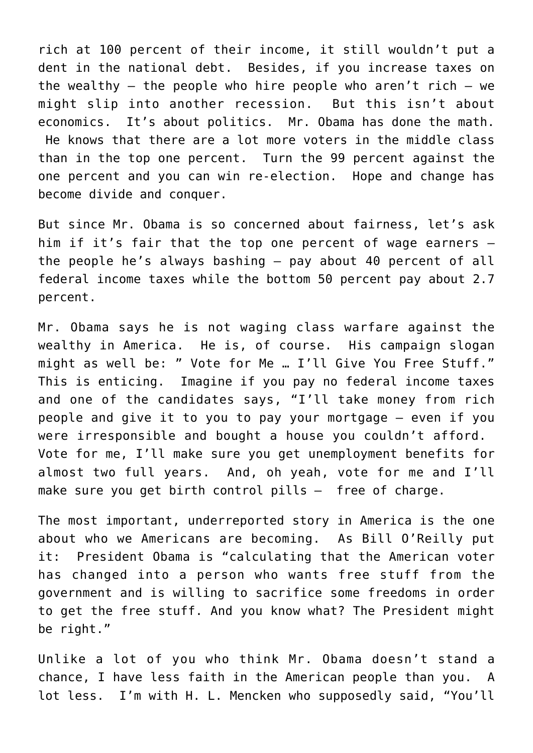rich at 100 percent of their income, it still wouldn't put a dent in the national debt.  Besides, if you increase taxes on the wealthy – the people who hire people who aren't rich – we might slip into another recession.  But this isn't about economics.  It's about politics.  Mr. Obama has done the math.  He knows that there are a lot more voters in the middle class than in the top one percent.  Turn the 99 percent against the one percent and you can win re-election.  Hope and change has become divide and conquer.

But since Mr. Obama is so concerned about fairness, let's ask him if it's fair that the top one percent of wage earners – the people he's always bashing – pay about 40 percent of all federal income taxes while the bottom 50 percent pay about 2.7 percent.

Mr. Obama says he is not waging class warfare against the wealthy in America.  He is, of course.  His campaign slogan might as well be: " Vote for Me … I'll Give You Free Stuff." This is enticing.  Imagine if you pay no federal income taxes and one of the candidates says, "I'll take money from rich people and give it to you to pay your mortgage – even if you were irresponsible and bought a house you couldn't afford.  Vote for me, I'll make sure you get unemployment benefits for almost two full years.  And, oh yeah, vote for me and I'll make sure you get birth control pills –  free of charge.

The most important, underreported story in America is the one about who we Americans are becoming.  As Bill O'Reilly put it:  President Obama is "calculating that the American voter has changed into a person who wants free stuff from the government and is willing to sacrifice some freedoms in order to get the free stuff. And you know what? The President might be right."

Unlike a lot of you who think Mr. Obama doesn't stand a chance, I have less faith in the American people than you.  A lot less.  I'm with H. L. Mencken who supposedly said, "You'll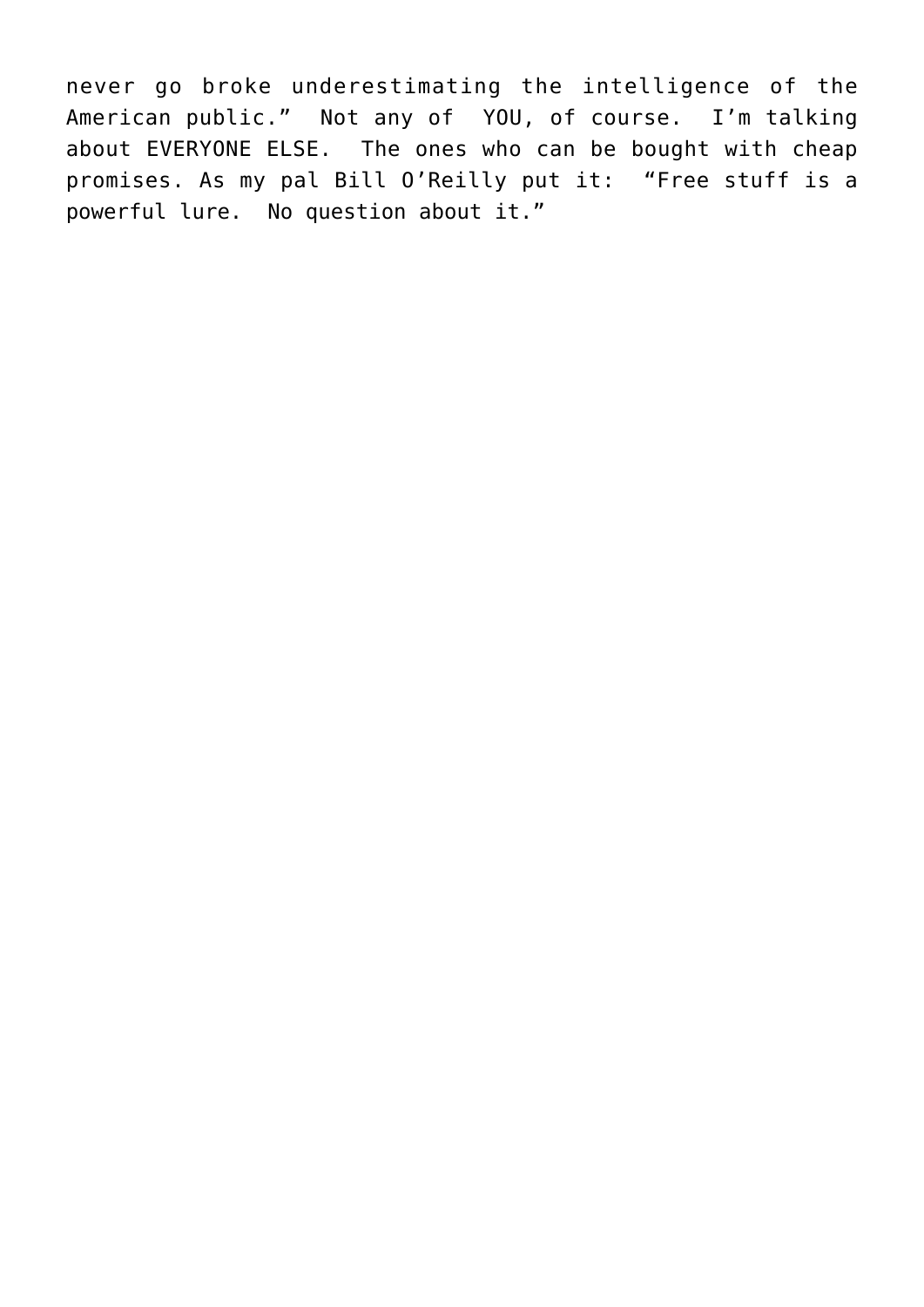never go broke underestimating the intelligence of the American public." Not any of YOU, of course. I'm talking about EVERYONE ELSE. The ones who can be bought with cheap promises. As my pal Bill O'Reilly put it: "Free stuff is a powerful lure. No question about it."